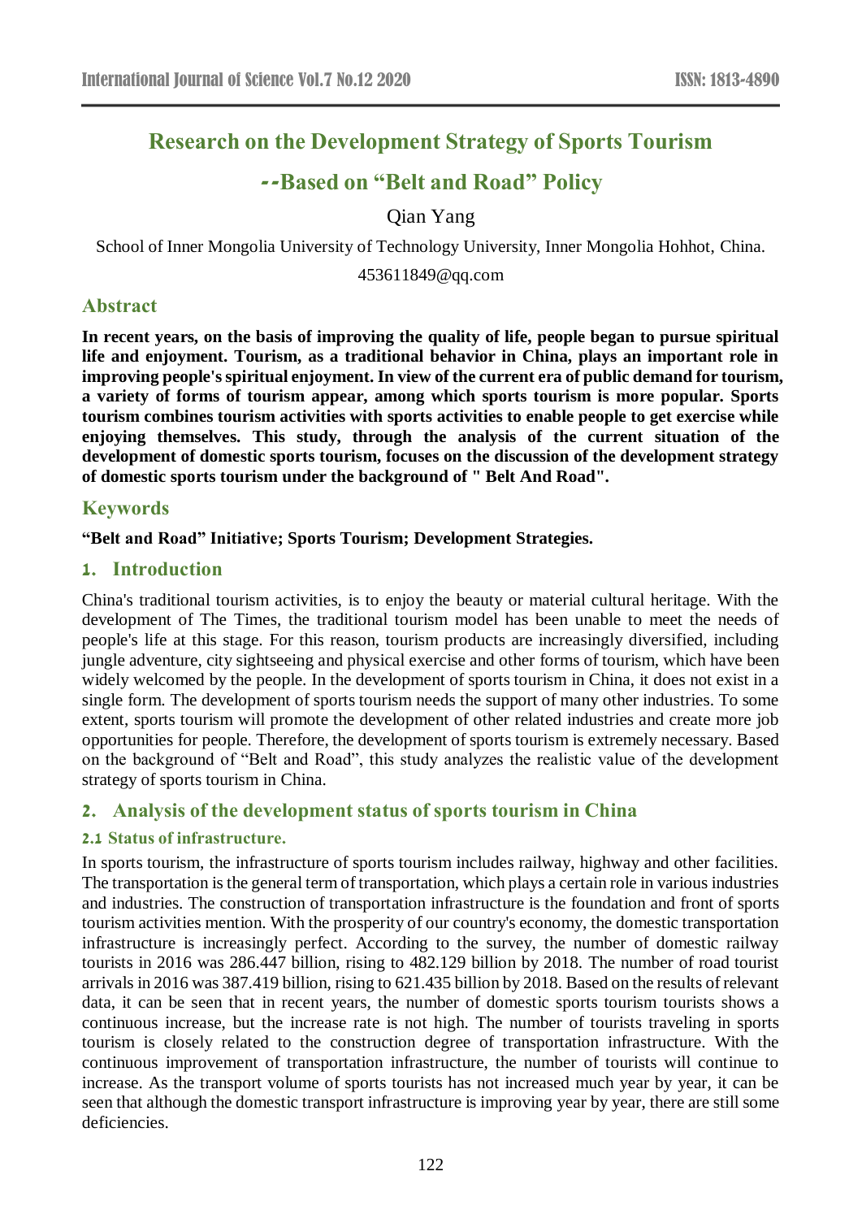# Research on the Development Strategy of Sports Tourism

## --Based on "Belt and Road" Policy

Qian Yang

School of Inner Mongolia University of Technology University, Inner Mongolia Hohhot, China.

453611849@qq.com

## Abstract

**In recent years, on the basis of improving the quality of life, people began to pursue spiritual life and enjoyment. Tourism, as a traditional behavior in China, plays an important role in improving people's spiritual enjoyment. In view of the current era of public demand for tourism, a variety of forms of tourism appear, among which sports tourism is more popular. Sports tourism combines tourism activities with sports activities to enable people to get exercise while enjoying themselves. This study, through the analysis of the current situation of the development of domestic sports tourism, focuses on the discussion of the development strategy of domestic sports tourism under the background of " Belt And Road".**

## Keywords

**"Belt and Road" Initiative; Sports Tourism; Development Strategies.**

## 1. Introduction

China's traditional tourism activities, is to enjoy the beauty or material cultural heritage. With the development of The Times, the traditional tourism model has been unable to meet the needs of people's life at this stage. For this reason, tourism products are increasingly diversified, including jungle adventure, city sightseeing and physical exercise and other forms of tourism, which have been widely welcomed by the people. In the development of sports tourism in China, it does not exist in a single form. The development of sports tourism needs the support of many other industries. To some extent, sports tourism will promote the development of other related industries and create more job opportunities for people. Therefore, the development of sports tourism is extremely necessary. Based on the background of "Belt and Road", this study analyzes the realistic value of the development strategy of sports tourism in China.

## 2. Analysis of the development status of sports tourism in China

### 2.1 Status of infrastructure.

In sports tourism, the infrastructure of sports tourism includes railway, highway and other facilities. The transportation is the general term of transportation, which plays a certain role in various industries and industries. The construction of transportation infrastructure is the foundation and front of sports tourism activities mention. With the prosperity of our country's economy, the domestic transportation infrastructure is increasingly perfect. According to the survey, the number of domestic railway tourists in 2016 was 286.447 billion, rising to 482.129 billion by 2018. The number of road tourist arrivals in 2016 was 387.419 billion, rising to 621.435 billion by 2018. Based on the results of relevant data, it can be seen that in recent years, the number of domestic sports tourism tourists shows a continuous increase, but the increase rate is not high. The number of tourists traveling in sports tourism is closely related to the construction degree of transportation infrastructure. With the continuous improvement of transportation infrastructure, the number of tourists will continue to increase. As the transport volume of sports tourists has not increased much year by year, it can be seen that although the domestic transport infrastructure is improving year by year, there are still some deficiencies.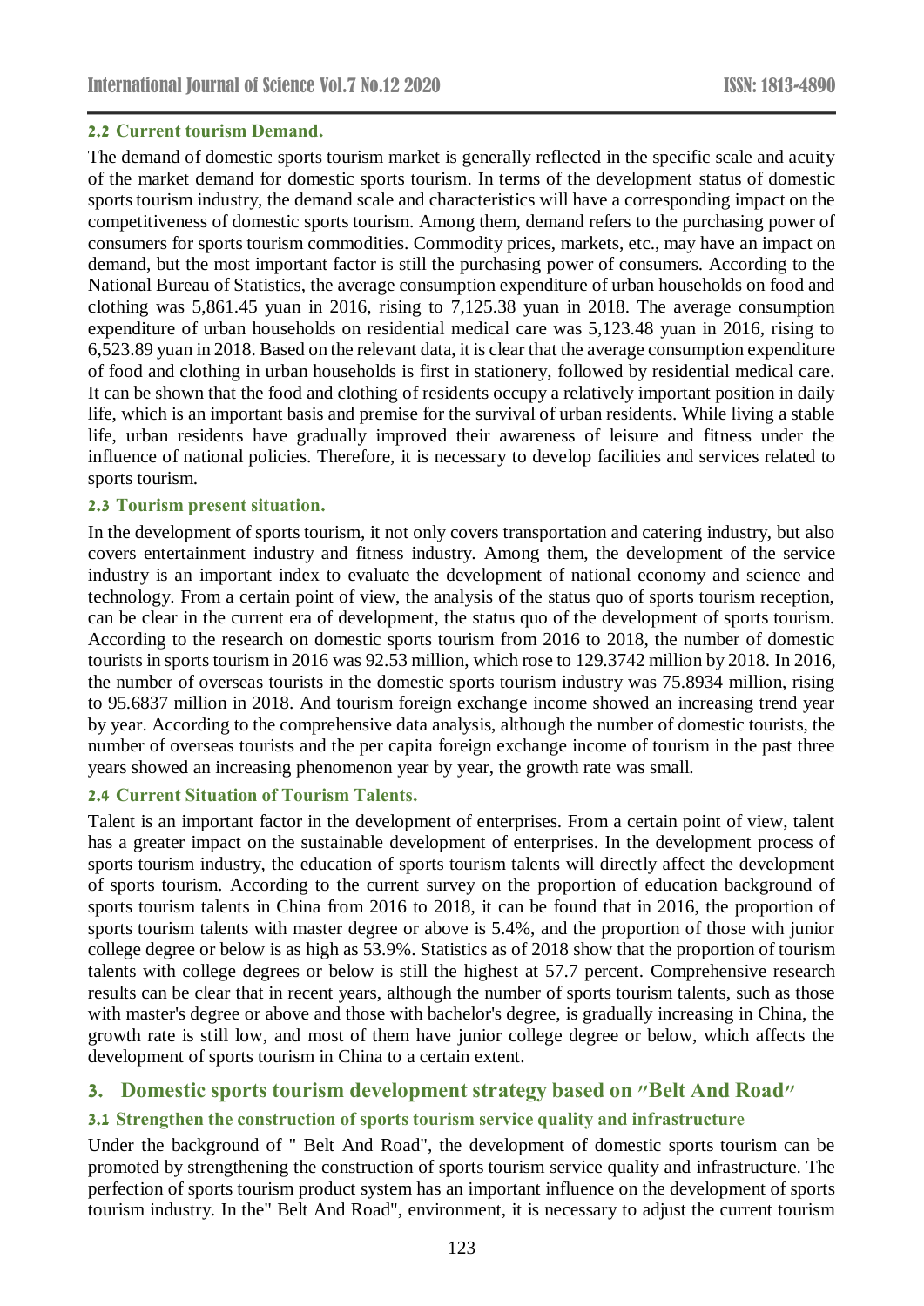### 2.2 Current tourism Demand.

The demand of domestic sports tourism market is generally reflected in the specific scale and acuity of the market demand for domestic sports tourism. In terms of the development status of domestic sports tourism industry, the demand scale and characteristics will have a corresponding impact on the competitiveness of domestic sports tourism. Among them, demand refers to the purchasing power of consumers for sports tourism commodities. Commodity prices, markets, etc., may have an impact on demand, but the most important factor is still the purchasing power of consumers. According to the National Bureau of Statistics, the average consumption expenditure of urban households on food and clothing was 5,861.45 yuan in 2016, rising to 7,125.38 yuan in 2018. The average consumption expenditure of urban households on residential medical care was 5,123.48 yuan in 2016, rising to 6,523.89 yuan in 2018. Based on the relevant data, it is clear that the average consumption expenditure of food and clothing in urban households is first in stationery, followed by residential medical care. It can be shown that the food and clothing of residents occupy a relatively important position in daily life, which is an important basis and premise for the survival of urban residents. While living a stable life, urban residents have gradually improved their awareness of leisure and fitness under the influence of national policies. Therefore, it is necessary to develop facilities and services related to sports tourism.

### 2.3 Tourism present situation.

In the development of sports tourism, it not only covers transportation and catering industry, but also covers entertainment industry and fitness industry. Among them, the development of the service industry is an important index to evaluate the development of national economy and science and technology. From a certain point of view, the analysis of the status quo of sports tourism reception, can be clear in the current era of development, the status quo of the development of sports tourism. According to the research on domestic sports tourism from 2016 to 2018, the number of domestic tourists in sports tourism in 2016 was 92.53 million, which rose to 129.3742 million by 2018. In 2016, the number of overseas tourists in the domestic sports tourism industry was 75.8934 million, rising to 95.6837 million in 2018. And tourism foreign exchange income showed an increasing trend year by year. According to the comprehensive data analysis, although the number of domestic tourists, the number of overseas tourists and the per capita foreign exchange income of tourism in the past three years showed an increasing phenomenon year by year, the growth rate was small.

### 2.4 Current Situation of Tourism Talents.

Talent is an important factor in the development of enterprises. From a certain point of view, talent has a greater impact on the sustainable development of enterprises. In the development process of sports tourism industry, the education of sports tourism talents will directly affect the development of sports tourism. According to the current survey on the proportion of education background of sports tourism talents in China from 2016 to 2018, it can be found that in 2016, the proportion of sports tourism talents with master degree or above is 5.4%, and the proportion of those with junior college degree or below is as high as 53.9%. Statistics as of 2018 show that the proportion of tourism talents with college degrees or below is still the highest at 57.7 percent. Comprehensive research results can be clear that in recent years, although the number of sports tourism talents, such as those with master's degree or above and those with bachelor's degree, is gradually increasing in China, the growth rate is still low, and most of them have junior college degree or below, which affects the development of sports tourism in China to a certain extent.

## 3. Domestic sports tourism development strategy based on "Belt And Road"

### 3.1 Strengthen the construction of sports tourism service quality and infrastructure

Under the background of " Belt And Road", the development of domestic sports tourism can be promoted by strengthening the construction of sports tourism service quality and infrastructure. The perfection of sports tourism product system has an important influence on the development of sports tourism industry. In the" Belt And Road", environment, it is necessary to adjust the current tourism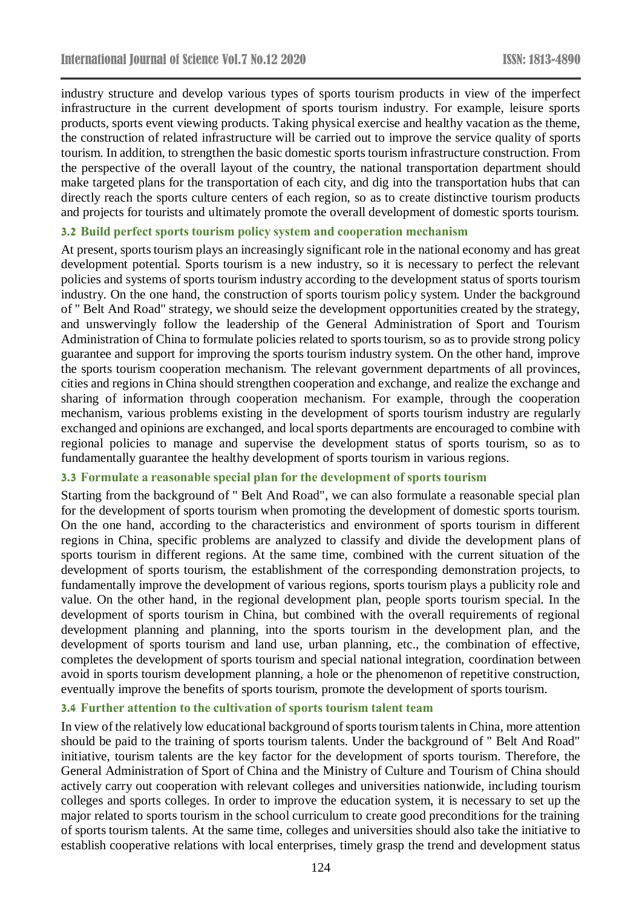industry structure and develop various types of sports tourism products in view of the imperfect infrastructure in the current development of sports tourism industry. For example, leisure sports products, sports event viewing products. Taking physical exercise and healthy vacation as the theme, the construction of related infrastructure will be carried out to improve the service quality of sports tourism. In addition, to strengthen the basic domestic sports tourism infrastructure construction. From the perspective of the overall layout of the country, the national transportation department should make targeted plans for the transportation of each city, and dig into the transportation hubs that can directly reach the sports culture centers of each region, so as to create distinctive tourism products and projects for tourists and ultimately promote the overall development of domestic sports tourism.

### 3.2 Build perfect sports tourism policy system and cooperation mechanism

At present, sports tourism plays an increasingly significant role in the national economy and has great development potential. Sports tourism is a new industry, so it is necessary to perfect the relevant policies and systems of sports tourism industry according to the development status of sports tourism industry. On the one hand, the construction of sports tourism policy system. Under the background of " Belt And Road" strategy, we should seize the development opportunities created by the strategy, and unswervingly follow the leadership of the General Administration of Sport and Tourism Administration of China to formulate policies related to sports tourism, so as to provide strong policy guarantee and support for improving the sports tourism industry system. On the other hand, improve the sports tourism cooperation mechanism. The relevant government departments of all provinces, cities and regions in China should strengthen cooperation and exchange, and realize the exchange and sharing of information through cooperation mechanism. For example, through the cooperation mechanism, various problems existing in the development of sports tourism industry are regularly exchanged and opinions are exchanged, and local sports departments are encouraged to combine with regional policies to manage and supervise the development status of sports tourism, so as to fundamentally guarantee the healthy development of sports tourism in various regions.

### 3.3 Formulate a reasonable special plan for the development of sports tourism

Starting from the background of " Belt And Road", we can also formulate a reasonable special plan for the development of sports tourism when promoting the development of domestic sports tourism. On the one hand, according to the characteristics and environment of sports tourism in different regions in China, specific problems are analyzed to classify and divide the development plans of sports tourism in different regions. At the same time, combined with the current situation of the development of sports tourism, the establishment of the corresponding demonstration projects, to fundamentally improve the development of various regions, sports tourism plays a publicity role and value. On the other hand, in the regional development plan, people sports tourism special. In the development of sports tourism in China, but combined with the overall requirements of regional development planning and planning, into the sports tourism in the development plan, and the development of sports tourism and land use, urban planning, etc., the combination of effective, completes the development of sports tourism and special national integration, coordination between avoid in sports tourism development planning, a hole or the phenomenon of repetitive construction, eventually improve the benefits of sports tourism, promote the development of sports tourism.

### 3.4 Further attention to the cultivation of sports tourism talent team

In view of the relatively low educational background of sports tourism talents in China, more attention should be paid to the training of sports tourism talents. Under the background of " Belt And Road" initiative, tourism talents are the key factor for the development of sports tourism. Therefore, the General Administration of Sport of China and the Ministry of Culture and Tourism of China should actively carry out cooperation with relevant colleges and universities nationwide, including tourism colleges and sports colleges. In order to improve the education system, it is necessary to set up the major related to sports tourism in the school curriculum to create good preconditions for the training of sports tourism talents. At the same time, colleges and universities should also take the initiative to establish cooperative relations with local enterprises, timely grasp the trend and development status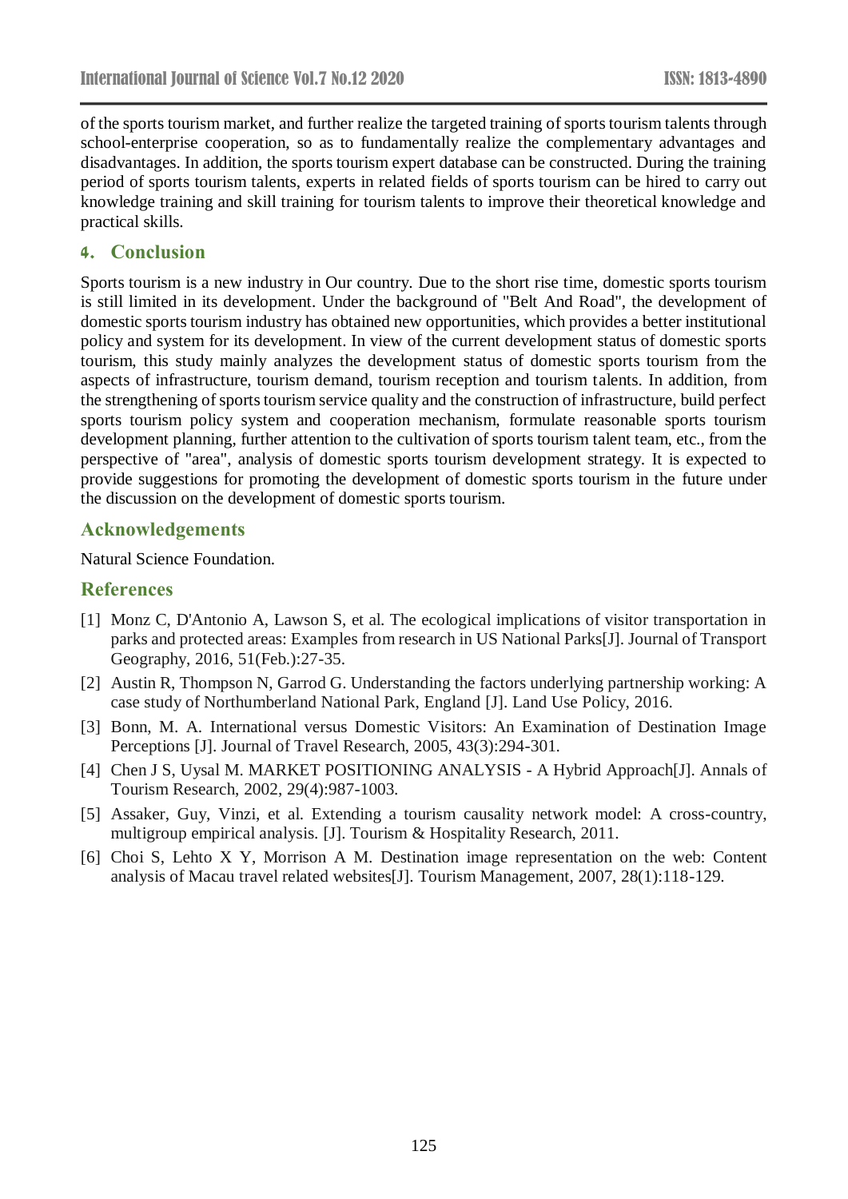of the sports tourism market, and further realize the targeted training of sports tourism talents through school-enterprise cooperation, so as to fundamentally realize the complementary advantages and disadvantages. In addition, the sports tourism expert database can be constructed. During the training period of sports tourism talents, experts in related fields of sports tourism can be hired to carry out knowledge training and skill training for tourism talents to improve their theoretical knowledge and practical skills.

## 4. Conclusion

Sports tourism is a new industry in Our country. Due to the short rise time, domestic sports tourism is still limited in its development. Under the background of "Belt And Road", the development of domestic sports tourism industry has obtained new opportunities, which provides a better institutional policy and system for its development. In view of the current development status of domestic sports tourism, this study mainly analyzes the development status of domestic sports tourism from the aspects of infrastructure, tourism demand, tourism reception and tourism talents. In addition, from the strengthening of sports tourism service quality and the construction of infrastructure, build perfect sports tourism policy system and cooperation mechanism, formulate reasonable sports tourism development planning, further attention to the cultivation of sports tourism talent team, etc., from the perspective of "area", analysis of domestic sports tourism development strategy. It is expected to provide suggestions for promoting the development of domestic sports tourism in the future under the discussion on the development of domestic sports tourism.

## Acknowledgements

Natural Science Foundation.

## References

[1] Monz C, D'Antonio A, Lawson S, et al. The ecological implications of visitor transportation in parks and protected areas: Examples from research in US National Parks[J]. Journal of Transport Geography, 2016, 51(Feb.):27-35.

[2] Austin R, Thompson N, Garrod G. Understanding the factors underlying partnership working: A case study of Northumberland National Park, England [J]. Land Use Policy, 2016.

[3] Bonn, M. A. International versus Domestic Visitors: An Examination of Destination Image Perceptions [J]. Journal of Travel Research, 2005, 43(3):294-301.

[4] Chen J S, Uysal M. MARKET POSITIONING ANALYSIS - A Hybrid Approach[J]. Annals of Tourism Research, 2002, 29(4):987-1003.

[5] Assaker, Guy, Vinzi, et al. Extending a tourism causality network model: A cross-country, multigroup empirical analysis. [J]. Tourism & Hospitality Research, 2011.

[6] Choi S, Lehto X Y, Morrison A M. Destination image representation on the web: Content analysis of Macau travel related websites[J]. Tourism Management, 2007, 28(1):118-129.